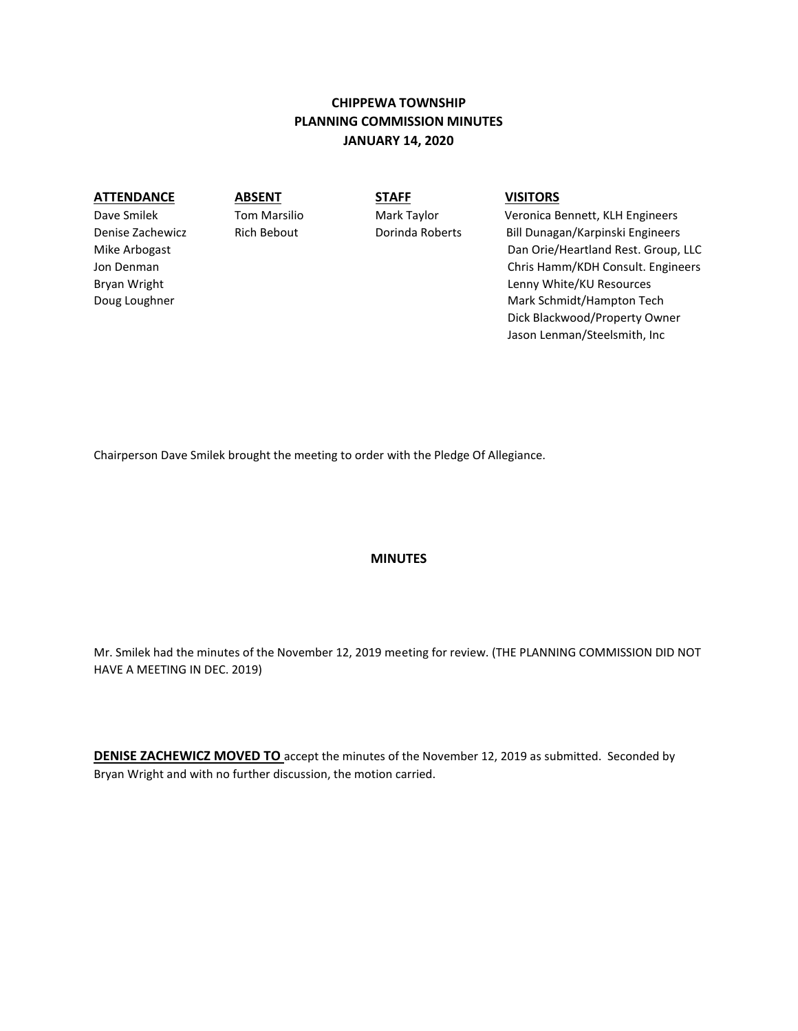**CHIPPEWA TOWNSHIP**
**PLANNING COMMISSION MINUTES**
**JANUARY 14, 2020**

| ATTENDANCE | ABSENT | STAFF | VISITORS |
|---|---|---|---|
| Dave Smilek | Tom Marsilio | Mark Taylor | Veronica Bennett, KLH Engineers |
| Denise Zachewicz | Rich Bebout | Dorinda Roberts | Bill Dunagan/Karpinski Engineers |
| Mike Arbogast | | | Dan Orie/Heartland Rest. Group, LLC |
| Jon Denman | | | Chris Hamm/KDH Consult. Engineers |
| Bryan Wright | | | Lenny White/KU Resources |
| Doug Loughner | | | Mark Schmidt/Hampton Tech |
| | | | Dick Blackwood/Property Owner |
| | | | Jason Lenman/Steelsmith, Inc |

Chairperson Dave Smilek brought the meeting to order with the Pledge Of Allegiance.

**MINUTES**

Mr. Smilek had the minutes of the November 12, 2019 meeting for review. (THE PLANNING COMMISSION DID NOT HAVE A MEETING IN DEC. 2019)

**DENISE ZACHEWICZ MOVED TO** accept the minutes of the November 12, 2019 as submitted. Seconded by Bryan Wright and with no further discussion, the motion carried.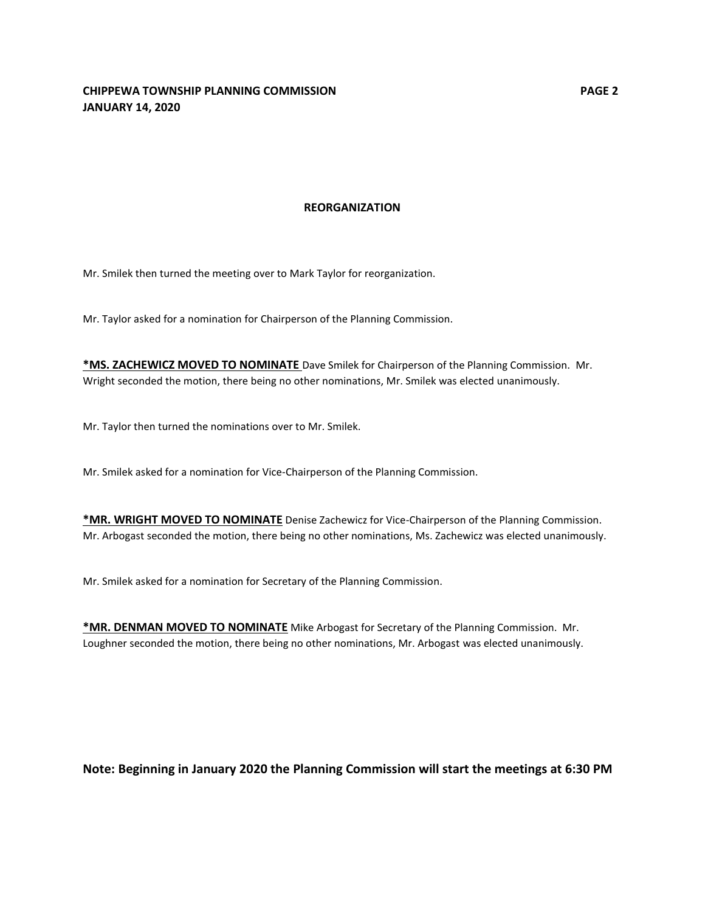## REORGANIZATION

Mr. Smilek then turned the meeting over to Mark Taylor for reorganization.

Mr. Taylor asked for a nomination for Chairperson of the Planning Commission.

**<u>*MS. ZACHEWICZ MOVED TO NOMINATE</u>** Dave Smilek for Chairperson of the Planning Commission. Mr. Wright seconded the motion, there being no other nominations, Mr. Smilek was elected unanimously.

Mr. Taylor then turned the nominations over to Mr. Smilek.

Mr. Smilek asked for a nomination for Vice-Chairperson of the Planning Commission.

**<u>*MR. WRIGHT MOVED TO NOMINATE</u>** Denise Zachewicz for Vice-Chairperson of the Planning Commission. Mr. Arbogast seconded the motion, there being no other nominations, Ms. Zachewicz was elected unanimously.

Mr. Smilek asked for a nomination for Secretary of the Planning Commission.

**<u>*MR. DENMAN MOVED TO NOMINATE</u>** Mike Arbogast for Secretary of the Planning Commission. Mr. Loughner seconded the motion, there being no other nominations, Mr. Arbogast was elected unanimously.

**Note: Beginning in January 2020 the Planning Commission will start the meetings at 6:30 PM**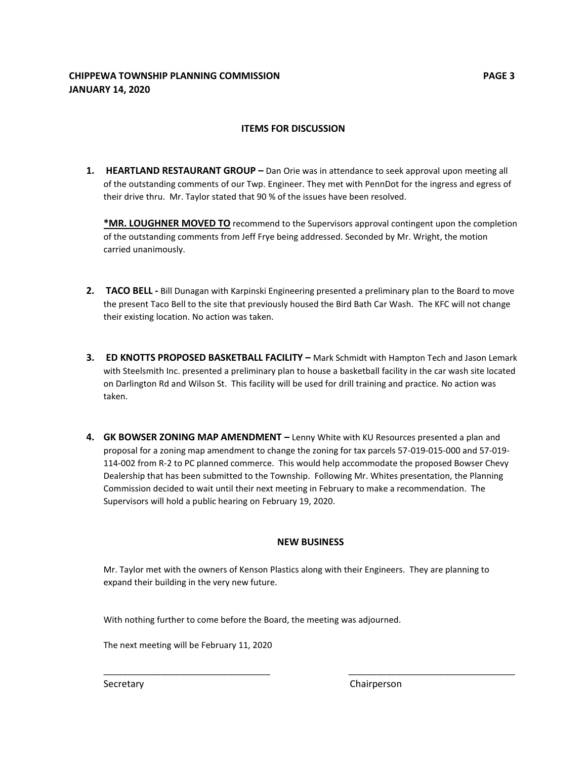## ITEMS FOR DISCUSSION

1. **HEARTLAND RESTAURANT GROUP –** Dan Orie was in attendance to seek approval upon meeting all of the outstanding comments of our Twp. Engineer. They met with PennDot for the ingress and egress of their drive thru. Mr. Taylor stated that 90 % of the issues have been resolved.

   **<u>*MR. LOUGHNER MOVED TO</u>** recommend to the Supervisors approval contingent upon the completion of the outstanding comments from Jeff Frye being addressed. Seconded by Mr. Wright, the motion carried unanimously.

2. **TACO BELL -** Bill Dunagan with Karpinski Engineering presented a preliminary plan to the Board to move the present Taco Bell to the site that previously housed the Bird Bath Car Wash. The KFC will not change their existing location. No action was taken.

3. **ED KNOTTS PROPOSED BASKETBALL FACILITY –** Mark Schmidt with Hampton Tech and Jason Lemark with Steelsmith Inc. presented a preliminary plan to house a basketball facility in the car wash site located on Darlington Rd and Wilson St. This facility will be used for drill training and practice. No action was taken.

4. **GK BOWSER ZONING MAP AMENDMENT –** Lenny White with KU Resources presented a plan and proposal for a zoning map amendment to change the zoning for tax parcels 57-019-015-000 and 57-019-114-002 from R-2 to PC planned commerce. This would help accommodate the proposed Bowser Chevy Dealership that has been submitted to the Township. Following Mr. Whites presentation, the Planning Commission decided to wait until their next meeting in February to make a recommendation. The Supervisors will hold a public hearing on February 19, 2020.

## NEW BUSINESS

Mr. Taylor met with the owners of Kenson Plastics along with their Engineers. They are planning to expand their building in the very new future.

With nothing further to come before the Board, the meeting was adjourned.

The next meeting will be February 11, 2020

\_\_\_\_\_\_\_\_\_\_\_\_\_\_\_\_\_\_\_\_\_\_\_\_\_\_\_\_\_\_\_\_ \_\_\_\_\_\_\_\_\_\_\_\_\_\_\_\_\_\_\_\_\_\_\_\_\_\_\_\_\_\_\_\_

Secretary Chairperson